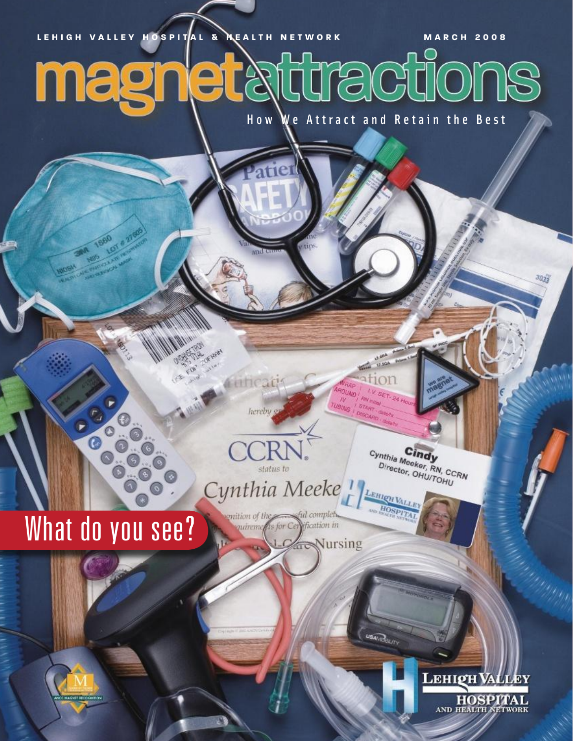LEHIGH VALLEY HOSPITAL & HEALTH NETWORK

MARCH 2008

# magnetattractions

How We Attract and Retain the Best

## What do you see?

LEHIGH VALLEY HOSPITAL AND HEALTH NETWORK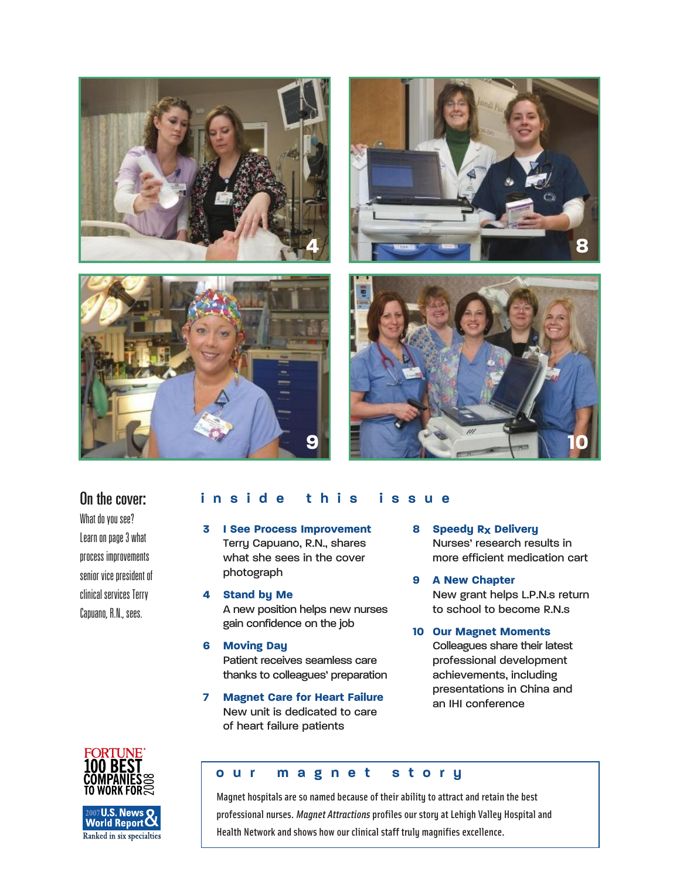## On the cover:

What do you see? Learn on page 3 what process improvements senior vice president of clinical services Terry Capuano, R.N., sees.

## inside this issue

**3 I See Process Improvement**
Terry Capuano, R.N., shares what she sees in the cover photograph

**4 Stand by Me**
A new position helps new nurses gain confidence on the job

**6 Moving Day**
Patient receives seamless care thanks to colleagues' preparation

**7 Magnet Care for Heart Failure**
New unit is dedicated to care of heart failure patients

**8 Speedy Rx Delivery**
Nurses' research results in more efficient medication cart

**9 A New Chapter**
New grant helps L.P.N.s return to school to become R.N.s

**10 Our Magnet Moments**
Colleagues share their latest professional development achievements, including presentations in China and an IHI conference

FORTUNE 100 BEST COMPANIES TO WORK FOR 2008

2007 U.S. News & World Report
Ranked in six specialties

## our magnet story

Magnet hospitals are so named because of their ability to attract and retain the best professional nurses. *Magnet Attractions* profiles our story at Lehigh Valley Hospital and Health Network and shows how our clinical staff truly magnifies excellence.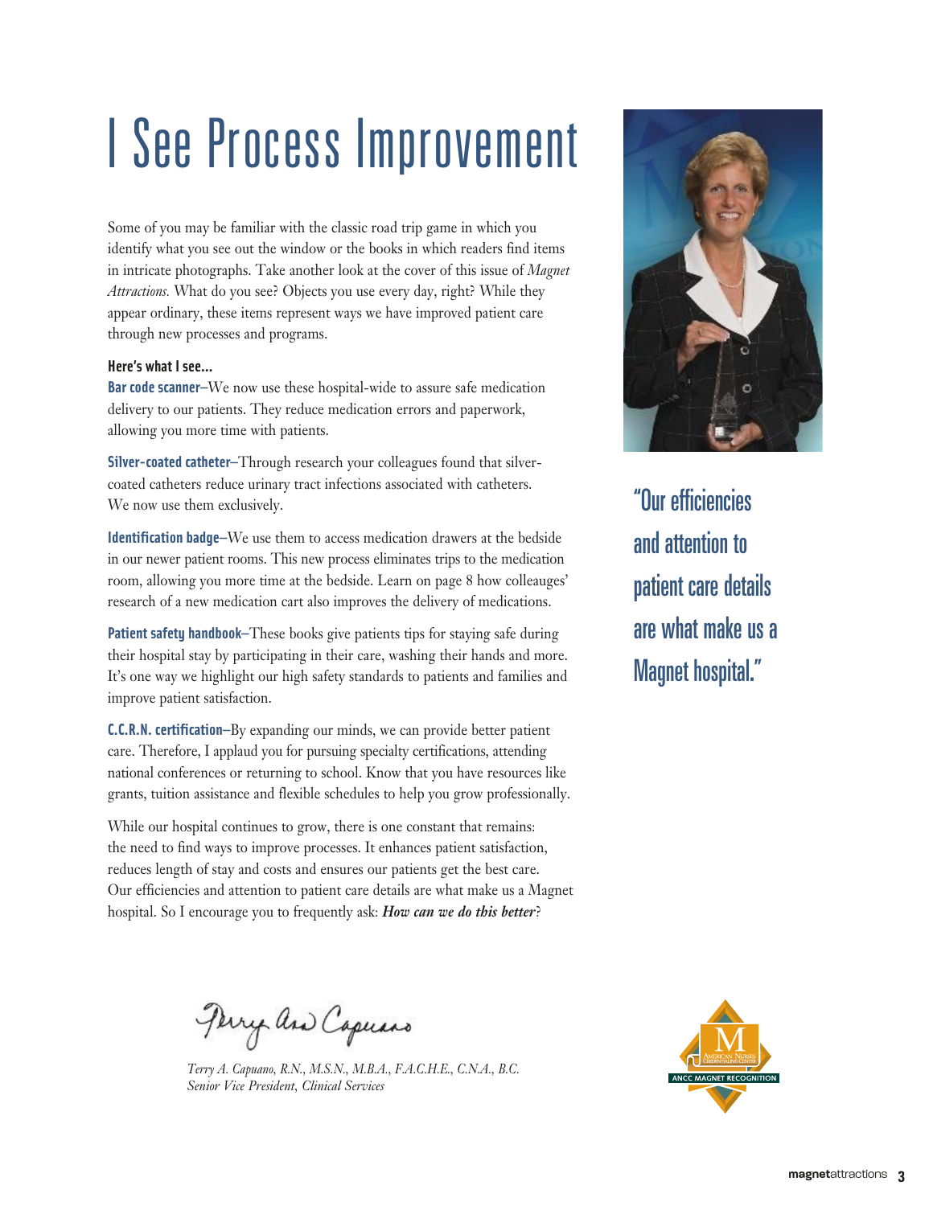# I See Process Improvement

Some of you may be familiar with the classic road trip game in which you identify what you see out the window or the books in which readers find items in intricate photographs. Take another look at the cover of this issue of *Magnet Attractions.* What do you see? Objects you use every day, right? While they appear ordinary, these items represent ways we have improved patient care through new processes and programs.

**Here's what I see…**

**Bar code scanner**–We now use these hospital-wide to assure safe medication delivery to our patients. They reduce medication errors and paperwork, allowing you more time with patients.

**Silver-coated catheter**–Through research your colleagues found that silver-coated catheters reduce urinary tract infections associated with catheters. We now use them exclusively.

**Identification badge**–We use them to access medication drawers at the bedside in our newer patient rooms. This new process eliminates trips to the medication room, allowing you more time at the bedside. Learn on page 8 how colleauges' research of a new medication cart also improves the delivery of medications.

**Patient safety handbook**–These books give patients tips for staying safe during their hospital stay by participating in their care, washing their hands and more. It's one way we highlight our high safety standards to patients and families and improve patient satisfaction.

**C.C.R.N. certification**–By expanding our minds, we can provide better patient care. Therefore, I applaud you for pursuing specialty certifications, attending national conferences or returning to school. Know that you have resources like grants, tuition assistance and flexible schedules to help you grow professionally.

While our hospital continues to grow, there is one constant that remains: the need to find ways to improve processes. It enhances patient satisfaction, reduces length of stay and costs and ensures our patients get the best care. Our efficiencies and attention to patient care details are what make us a Magnet hospital. So I encourage you to frequently ask: ***How can we do this better***?

"Our efficiencies and attention to patient care details are what make us a Magnet hospital."

*Terry A. Capuano, R.N., M.S.N., M.B.A., F.A.C.H.E., C.N.A., B.C.*
*Senior Vice President, Clinical Services*

AMERICAN NURSES CREDENTIALING CENTER
ANCC MAGNET RECOGNITION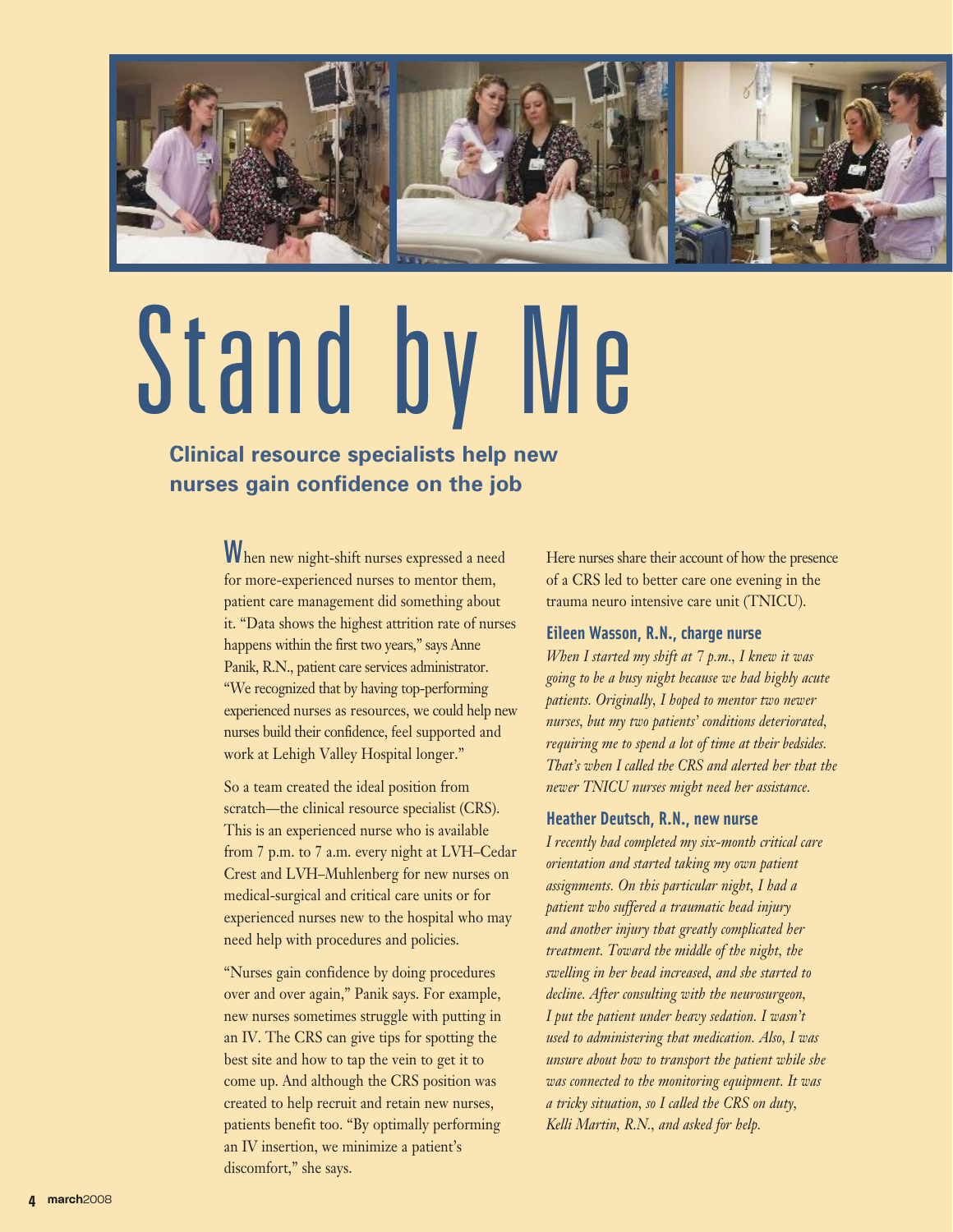# Stand by Me

## Clinical resource specialists help new nurses gain confidence on the job

When new night-shift nurses expressed a need for more-experienced nurses to mentor them, patient care management did something about it. "Data shows the highest attrition rate of nurses happens within the first two years," says Anne Panik, R.N., patient care services administrator. "We recognized that by having top-performing experienced nurses as resources, we could help new nurses build their confidence, feel supported and work at Lehigh Valley Hospital longer."

So a team created the ideal position from scratch—the clinical resource specialist (CRS). This is an experienced nurse who is available from 7 p.m. to 7 a.m. every night at LVH–Cedar Crest and LVH–Muhlenberg for new nurses on medical-surgical and critical care units or for experienced nurses new to the hospital who may need help with procedures and policies.

"Nurses gain confidence by doing procedures over and over again," Panik says. For example, new nurses sometimes struggle with putting in an IV. The CRS can give tips for spotting the best site and how to tap the vein to get it to come up. And although the CRS position was created to help recruit and retain new nurses, patients benefit too. "By optimally performing an IV insertion, we minimize a patient's discomfort," she says.

Here nurses share their account of how the presence of a CRS led to better care one evening in the trauma neuro intensive care unit (TNICU).

### Eileen Wasson, R.N., charge nurse

*When I started my shift at 7 p.m., I knew it was going to be a busy night because we had highly acute patients. Originally, I hoped to mentor two newer nurses, but my two patients' conditions deteriorated, requiring me to spend a lot of time at their bedsides. That's when I called the CRS and alerted her that the newer TNICU nurses might need her assistance.*

### Heather Deutsch, R.N., new nurse

*I recently had completed my six-month critical care orientation and started taking my own patient assignments. On this particular night, I had a patient who suffered a traumatic head injury and another injury that greatly complicated her treatment. Toward the middle of the night, the swelling in her head increased, and she started to decline. After consulting with the neurosurgeon, I put the patient under heavy sedation. I wasn't used to administering that medication. Also, I was unsure about how to transport the patient while she was connected to the monitoring equipment. It was a tricky situation, so I called the CRS on duty, Kelli Martin, R.N., and asked for help.*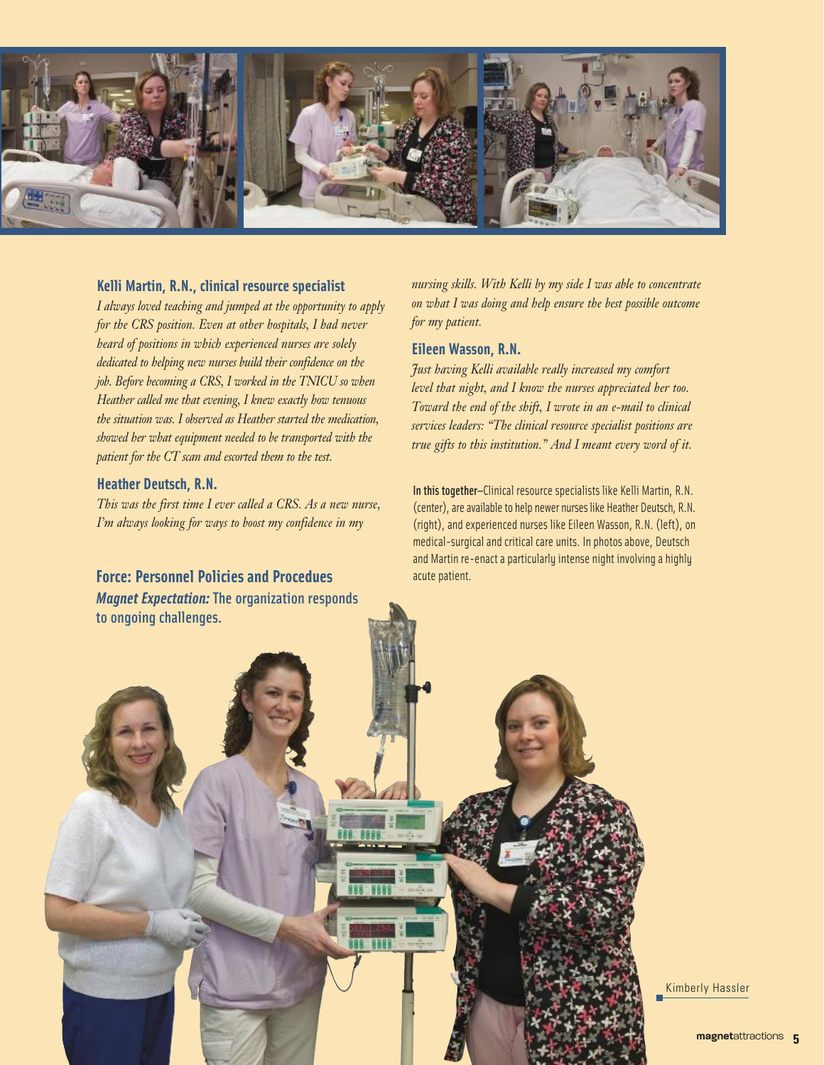### Kelli Martin, R.N., clinical resource specialist

*I always loved teaching and jumped at the opportunity to apply for the CRS position. Even at other hospitals, I had never heard of positions in which experienced nurses are solely dedicated to helping new nurses build their confidence on the job. Before becoming a CRS, I worked in the TNICU so when Heather called me that evening, I knew exactly how tenuous the situation was. I observed as Heather started the medication, showed her what equipment needed to be transported with the patient for the CT scan and escorted them to the test.*

### Heather Deutsch, R.N.

*This was the first time I ever called a CRS. As a new nurse, I'm always looking for ways to boost my confidence in my nursing skills. With Kelli by my side I was able to concentrate on what I was doing and help ensure the best possible outcome for my patient.*

### Eileen Wasson, R.N.

*Just having Kelli available really increased my comfort level that night, and I know the nurses appreciated her too. Toward the end of the shift, I wrote in an e-mail to clinical services leaders: "The clinical resource specialist positions are true gifts to this institution." And I meant every word of it.*

**In this together**–Clinical resource specialists like Kelli Martin, R.N. (center), are available to help newer nurses like Heather Deutsch, R.N. (right), and experienced nurses like Eileen Wasson, R.N. (left), on medical-surgical and critical care units. In photos above, Deutsch and Martin re-enact a particularly intense night involving a highly acute patient.

### Force: Personnel Policies and Procedues

***Magnet Expectation:*** **The organization responds to ongoing challenges.**

Kimberly Hassler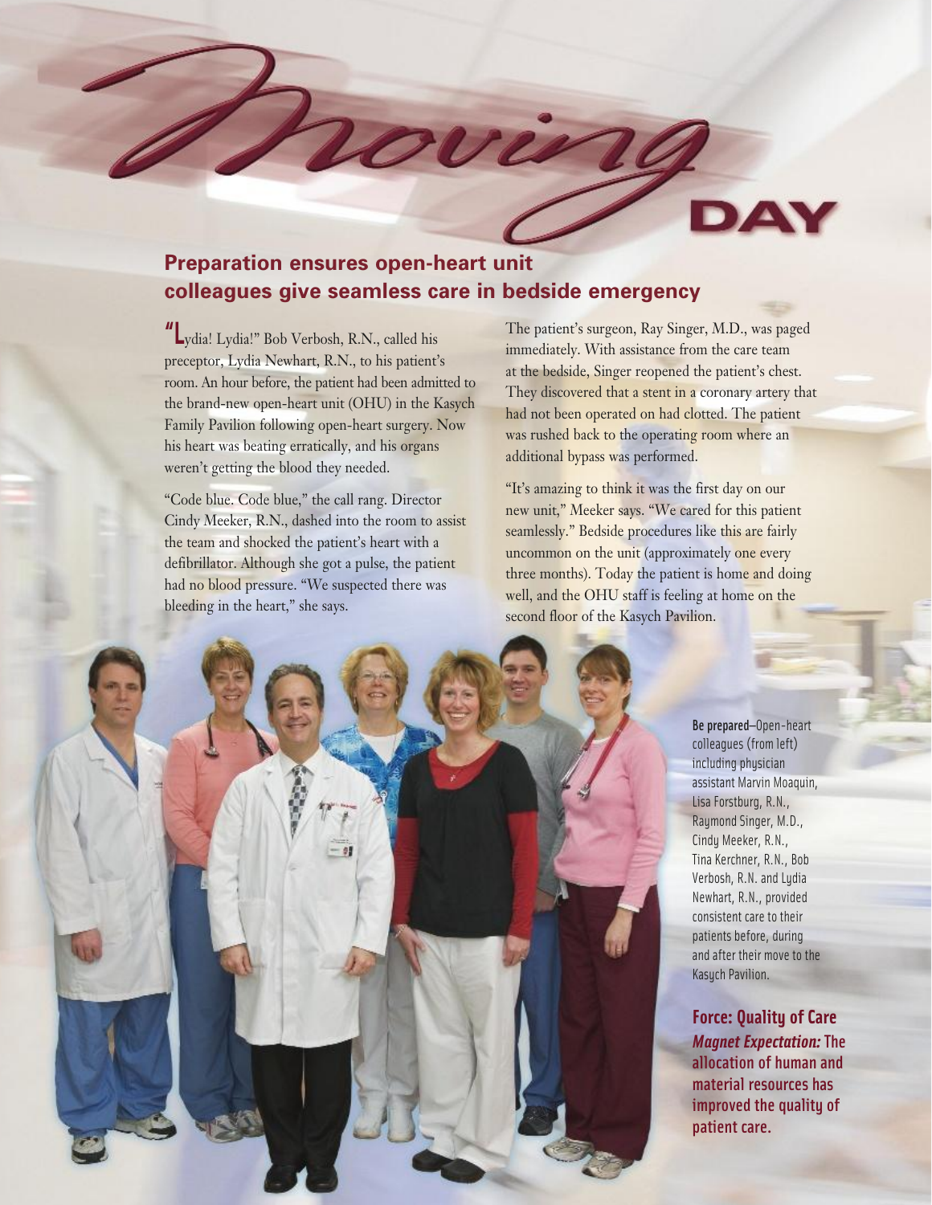# Moving DAY

## Preparation ensures open-heart unit colleagues give seamless care in bedside emergency

"Lydia! Lydia!" Bob Verbosh, R.N., called his preceptor, Lydia Newhart, R.N., to his patient's room. An hour before, the patient had been admitted to the brand-new open-heart unit (OHU) in the Kasych Family Pavilion following open-heart surgery. Now his heart was beating erratically, and his organs weren't getting the blood they needed.

"Code blue. Code blue," the call rang. Director Cindy Meeker, R.N., dashed into the room to assist the team and shocked the patient's heart with a defibrillator. Although she got a pulse, the patient had no blood pressure. "We suspected there was bleeding in the heart," she says.

The patient's surgeon, Ray Singer, M.D., was paged immediately. With assistance from the care team at the bedside, Singer reopened the patient's chest. They discovered that a stent in a coronary artery that had not been operated on had clotted. The patient was rushed back to the operating room where an additional bypass was performed.

"It's amazing to think it was the first day on our new unit," Meeker says. "We cared for this patient seamlessly." Bedside procedures like this are fairly uncommon on the unit (approximately one every three months). Today the patient is home and doing well, and the OHU staff is feeling at home on the second floor of the Kasych Pavilion.

**Be prepared**–Open-heart colleagues (from left) including physician assistant Marvin Moaquin, Lisa Forstburg, R.N., Raymond Singer, M.D., Cindy Meeker, R.N., Tina Kerchner, R.N., Bob Verbosh, R.N. and Lydia Newhart, R.N., provided consistent care to their patients before, during and after their move to the Kasych Pavilion.

**Force: Quality of Care**

***Magnet Expectation:*** **The allocation of human and material resources has improved the quality of patient care.**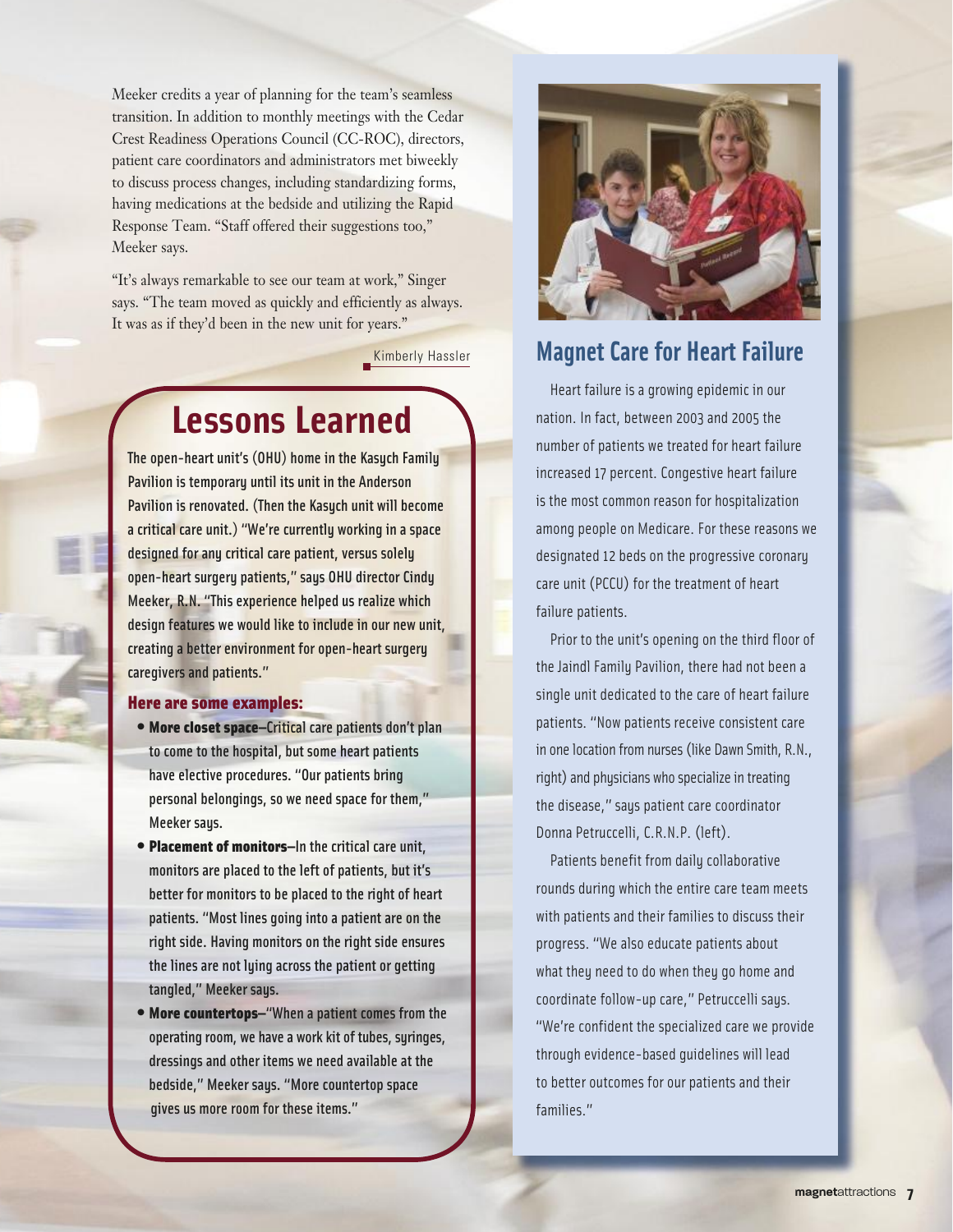Meeker credits a year of planning for the team's seamless transition. In addition to monthly meetings with the Cedar Crest Readiness Operations Council (CC-ROC), directors, patient care coordinators and administrators met biweekly to discuss process changes, including standardizing forms, having medications at the bedside and utilizing the Rapid Response Team. "Staff offered their suggestions too," Meeker says.

"It's always remarkable to see our team at work," Singer says. "The team moved as quickly and efficiently as always. It was as if they'd been in the new unit for years."

Kimberly Hassler

## Lessons Learned

The open-heart unit's (OHU) home in the Kasych Family Pavilion is temporary until its unit in the Anderson Pavilion is renovated. (Then the Kasych unit will become a critical care unit.) "We're currently working in a space designed for any critical care patient, versus solely open-heart surgery patients," says OHU director Cindy Meeker, R.N. "This experience helped us realize which design features we would like to include in our new unit, creating a better environment for open-heart surgery caregivers and patients."

**Here are some examples:**

- **More closet space**–Critical care patients don't plan to come to the hospital, but some heart patients have elective procedures. "Our patients bring personal belongings, so we need space for them," Meeker says.
- **Placement of monitors**–In the critical care unit, monitors are placed to the left of patients, but it's better for monitors to be placed to the right of heart patients. "Most lines going into a patient are on the right side. Having monitors on the right side ensures the lines are not lying across the patient or getting tangled," Meeker says.
- **More countertops**–"When a patient comes from the operating room, we have a work kit of tubes, syringes, dressings and other items we need available at the bedside," Meeker says. "More countertop space gives us more room for these items."

## Magnet Care for Heart Failure

Heart failure is a growing epidemic in our nation. In fact, between 2003 and 2005 the number of patients we treated for heart failure increased 17 percent. Congestive heart failure is the most common reason for hospitalization among people on Medicare. For these reasons we designated 12 beds on the progressive coronary care unit (PCCU) for the treatment of heart failure patients.

Prior to the unit's opening on the third floor of the Jaindl Family Pavilion, there had not been a single unit dedicated to the care of heart failure patients. "Now patients receive consistent care in one location from nurses (like Dawn Smith, R.N., right) and physicians who specialize in treating the disease," says patient care coordinator Donna Petruccelli, C.R.N.P. (left).

Patients benefit from daily collaborative rounds during which the entire care team meets with patients and their families to discuss their progress. "We also educate patients about what they need to do when they go home and coordinate follow-up care," Petruccelli says. "We're confident the specialized care we provide through evidence-based guidelines will lead to better outcomes for our patients and their families."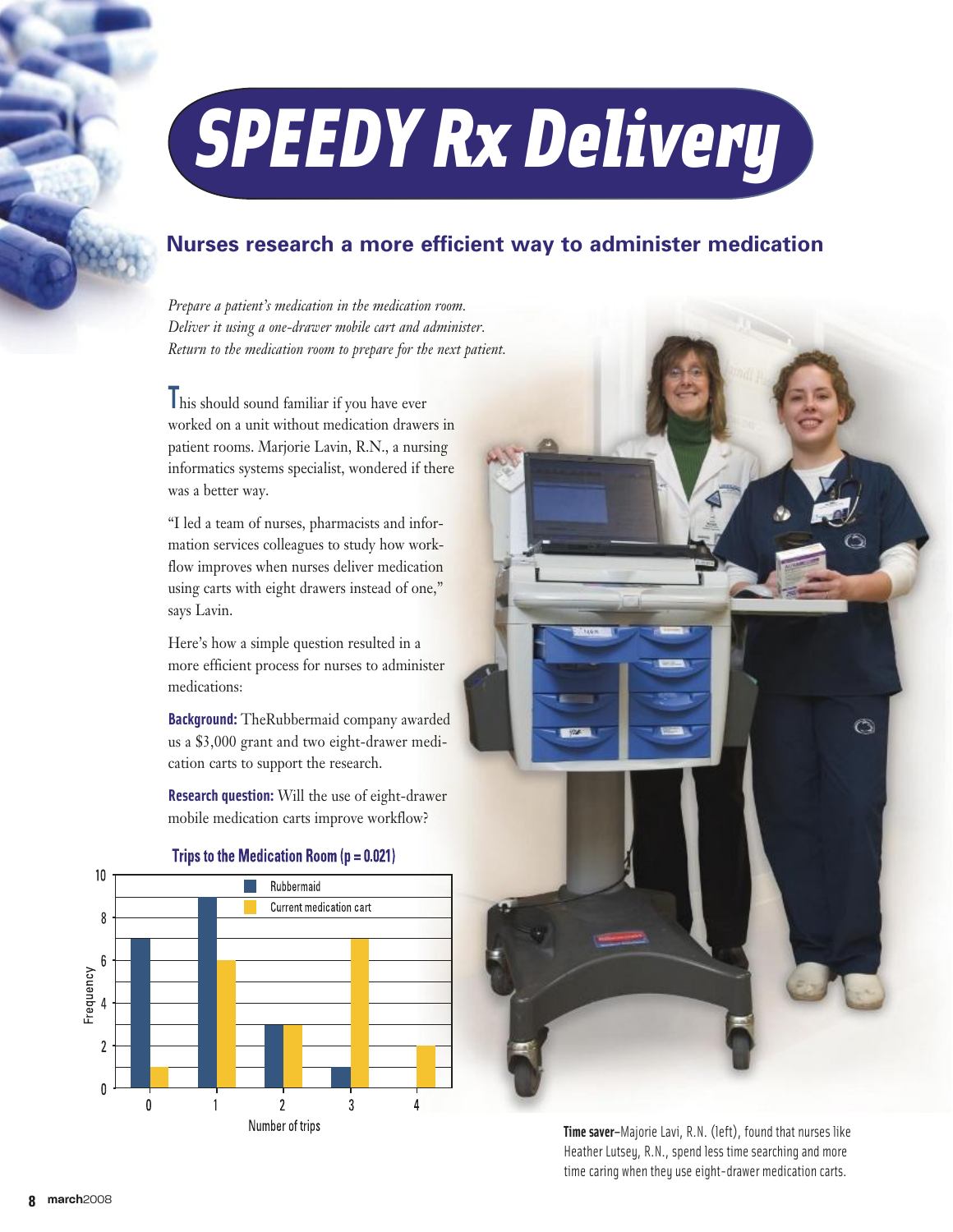# SPEEDY Rx Delivery

## Nurses research a more efficient way to administer medication

*Prepare a patient's medication in the medication room.*
*Deliver it using a one-drawer mobile cart and administer.*
*Return to the medication room to prepare for the next patient.*

This should sound familiar if you have ever worked on a unit without medication drawers in patient rooms. Marjorie Lavin, R.N., a nursing informatics systems specialist, wondered if there was a better way.

"I led a team of nurses, pharmacists and information services colleagues to study how workflow improves when nurses deliver medication using carts with eight drawers instead of one," says Lavin.

Here's how a simple question resulted in a more efficient process for nurses to administer medications:

**Background:** TheRubbermaid company awarded us a $3,000 grant and two eight-drawer medication carts to support the research.

**Research question:** Will the use of eight-drawer mobile medication carts improve workflow?

**Trips to the Medication Room (p = 0.021)**

| Number of trips | Rubbermaid | Current medication cart |
|---|---|---|
| 0 | 7 | 1 |
| 1 | 9 | 6 |
| 2 | 3 | 3 |
| 3 | 1 | 7 |
| 4 | 0 | 2 |

**Time saver**–Majorie Lavi, R.N. (left), found that nurses like Heather Lutsey, R.N., spend less time searching and more time caring when they use eight-drawer medication carts.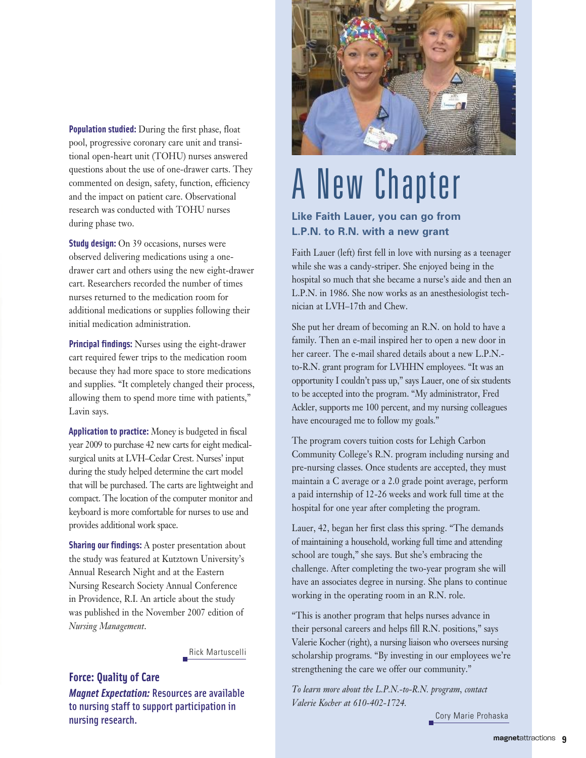**Population studied:** During the first phase, float pool, progressive coronary care unit and transitional open-heart unit (TOHU) nurses answered questions about the use of one-drawer carts. They commented on design, safety, function, efficiency and the impact on patient care. Observational research was conducted with TOHU nurses during phase two.

**Study design:** On 39 occasions, nurses were observed delivering medications using a one-drawer cart and others using the new eight-drawer cart. Researchers recorded the number of times nurses returned to the medication room for additional medications or supplies following their initial medication administration.

**Principal findings:** Nurses using the eight-drawer cart required fewer trips to the medication room because they had more space to store medications and supplies. "It completely changed their process, allowing them to spend more time with patients," Lavin says.

**Application to practice:** Money is budgeted in fiscal year 2009 to purchase 42 new carts for eight medical-surgical units at LVH–Cedar Crest. Nurses' input during the study helped determine the cart model that will be purchased. The carts are lightweight and compact. The location of the computer monitor and keyboard is more comfortable for nurses to use and provides additional work space.

**Sharing our findings:** A poster presentation about the study was featured at Kutztown University's Annual Research Night and at the Eastern Nursing Research Society Annual Conference in Providence, R.I. An article about the study was published in the November 2007 edition of *Nursing Management*.

Rick Martuscelli

**Force: Quality of Care**

***Magnet Expectation:*** **Resources are available to nursing staff to support participation in nursing research.**

# A New Chapter

**Like Faith Lauer, you can go from L.P.N. to R.N. with a new grant**

Faith Lauer (left) first fell in love with nursing as a teenager while she was a candy-striper. She enjoyed being in the hospital so much that she became a nurse's aide and then an L.P.N. in 1986. She now works as an anesthesiologist technician at LVH–17th and Chew.

She put her dream of becoming an R.N. on hold to have a family. Then an e-mail inspired her to open a new door in her career. The e-mail shared details about a new L.P.N.-to-R.N. grant program for LVHHN employees. "It was an opportunity I couldn't pass up," says Lauer, one of six students to be accepted into the program. "My administrator, Fred Ackler, supports me 100 percent, and my nursing colleagues have encouraged me to follow my goals."

The program covers tuition costs for Lehigh Carbon Community College's R.N. program including nursing and pre-nursing classes. Once students are accepted, they must maintain a C average or a 2.0 grade point average, perform a paid internship of 12-26 weeks and work full time at the hospital for one year after completing the program.

Lauer, 42, began her first class this spring. "The demands of maintaining a household, working full time and attending school are tough," she says. But she's embracing the challenge. After completing the two-year program she will have an associates degree in nursing. She plans to continue working in the operating room in an R.N. role.

"This is another program that helps nurses advance in their personal careers and helps fill R.N. positions," says Valerie Kocher (right), a nursing liaison who oversees nursing scholarship programs. "By investing in our employees we're strengthening the care we offer our community."

*To learn more about the L.P.N.-to-R.N. program, contact Valerie Kocher at 610-402-1724.*

Cory Marie Prohaska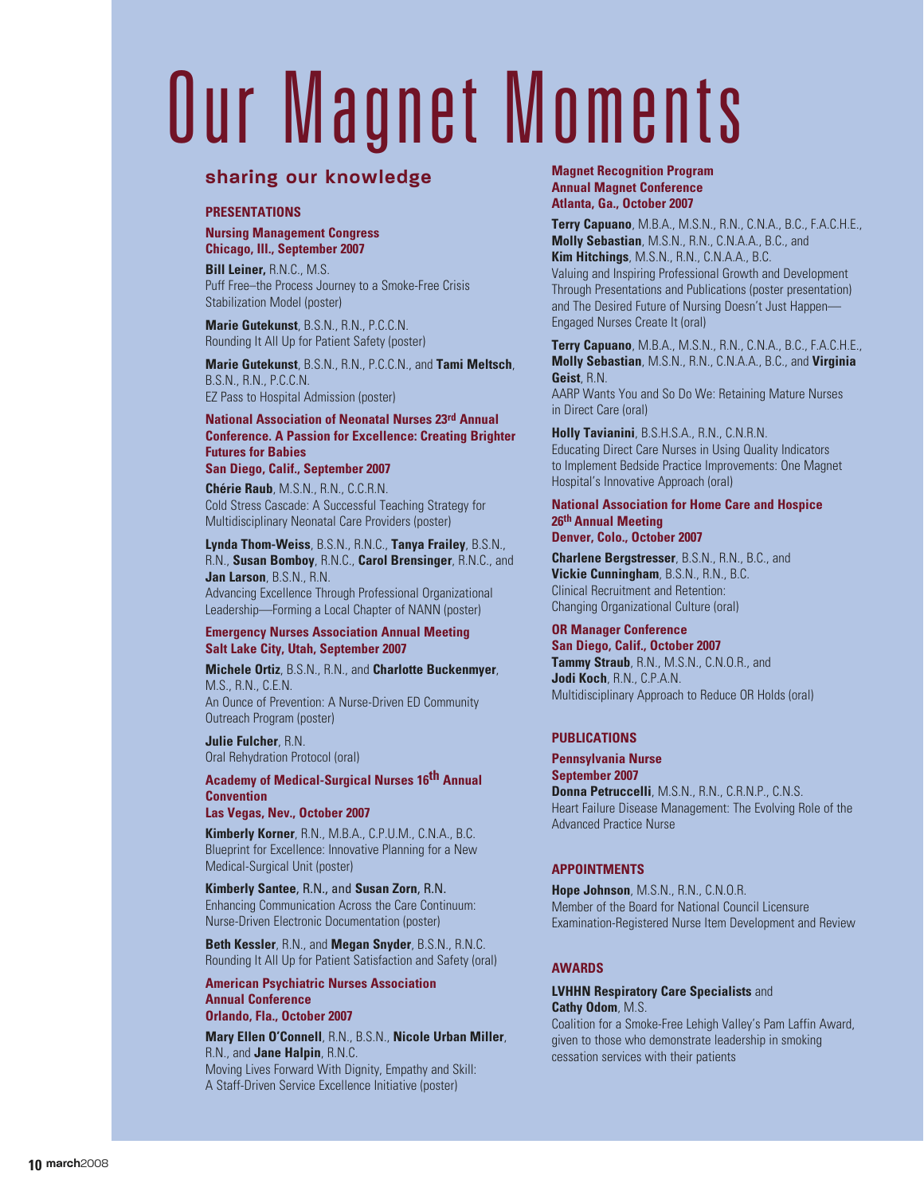# Our Magnet Moments

## sharing our knowledge

### PRESENTATIONS

**Nursing Management Congress**
**Chicago, Ill., September 2007**

**Bill Leiner,** R.N.C., M.S.
Puff Free–the Process Journey to a Smoke-Free Crisis Stabilization Model (poster)

**Marie Gutekunst**, B.S.N., R.N., P.C.C.N.
Rounding It All Up for Patient Safety (poster)

**Marie Gutekunst**, B.S.N., R.N., P.C.C.N., and **Tami Meltsch**, B.S.N., R.N., P.C.C.N.
EZ Pass to Hospital Admission (poster)

**National Association of Neonatal Nurses 23rd Annual Conference. A Passion for Excellence: Creating Brighter Futures for Babies**
**San Diego, Calif., September 2007**

**Chérie Raub**, M.S.N., R.N., C.C.R.N.
Cold Stress Cascade: A Successful Teaching Strategy for Multidisciplinary Neonatal Care Providers (poster)

**Lynda Thom-Weiss**, B.S.N., R.N.C., **Tanya Frailey**, B.S.N., R.N., **Susan Bomboy**, R.N.C., **Carol Brensinger**, R.N.C., and **Jan Larson**, B.S.N., R.N.
Advancing Excellence Through Professional Organizational Leadership—Forming a Local Chapter of NANN (poster)

**Emergency Nurses Association Annual Meeting**
**Salt Lake City, Utah, September 2007**

**Michele Ortiz**, B.S.N., R.N., and **Charlotte Buckenmyer**, M.S., R.N., C.E.N.
An Ounce of Prevention: A Nurse-Driven ED Community Outreach Program (poster)

**Julie Fulcher**, R.N.
Oral Rehydration Protocol (oral)

**Academy of Medical-Surgical Nurses 16th Annual Convention**
**Las Vegas, Nev., October 2007**

**Kimberly Korner**, R.N., M.B.A., C.P.U.M., C.N.A., B.C.
Blueprint for Excellence: Innovative Planning for a New Medical-Surgical Unit (poster)

**Kimberly Santee, R.N.,** and **Susan Zorn, R.N.**
Enhancing Communication Across the Care Continuum: Nurse-Driven Electronic Documentation (poster)

**Beth Kessler**, R.N., and **Megan Snyder**, B.S.N., R.N.C.
Rounding It All Up for Patient Satisfaction and Safety (oral)

**American Psychiatric Nurses Association Annual Conference**
**Orlando, Fla., October 2007**

**Mary Ellen O'Connell**, R.N., B.S.N., **Nicole Urban Miller**, R.N., and **Jane Halpin**, R.N.C.
Moving Lives Forward With Dignity, Empathy and Skill: A Staff-Driven Service Excellence Initiative (poster)

**Magnet Recognition Program Annual Magnet Conference**
**Atlanta, Ga., October 2007**

**Terry Capuano**, M.B.A., M.S.N., R.N., C.N.A., B.C., F.A.C.H.E., **Molly Sebastian**, M.S.N., R.N., C.N.A.A., B.C., and **Kim Hitchings**, M.S.N., R.N., C.N.A.A., B.C.
Valuing and Inspiring Professional Growth and Development Through Presentations and Publications (poster presentation) and The Desired Future of Nursing Doesn't Just Happen—Engaged Nurses Create It (oral)

**Terry Capuano**, M.B.A., M.S.N., R.N., C.N.A., B.C., F.A.C.H.E., **Molly Sebastian**, M.S.N., R.N., C.N.A.A., B.C., and **Virginia Geist**, R.N.
AARP Wants You and So Do We: Retaining Mature Nurses in Direct Care (oral)

**Holly Tavianini**, B.S.H.S.A., R.N., C.N.R.N.
Educating Direct Care Nurses in Using Quality Indicators to Implement Bedside Practice Improvements: One Magnet Hospital's Innovative Approach (oral)

**National Association for Home Care and Hospice 26th Annual Meeting**
**Denver, Colo., October 2007**

**Charlene Bergstresser**, B.S.N., R.N., B.C., and **Vickie Cunningham**, B.S.N., R.N., B.C.
Clinical Recruitment and Retention: Changing Organizational Culture (oral)

**OR Manager Conference**
**San Diego, Calif., October 2007**

**Tammy Straub**, R.N., M.S.N., C.N.O.R., and **Jodi Koch**, R.N., C.P.A.N.
Multidisciplinary Approach to Reduce OR Holds (oral)

### PUBLICATIONS

**Pennsylvania Nurse**
**September 2007**

**Donna Petruccelli**, M.S.N., R.N., C.R.N.P., C.N.S.
Heart Failure Disease Management: The Evolving Role of the Advanced Practice Nurse

### APPOINTMENTS

**Hope Johnson**, M.S.N., R.N., C.N.O.R.
Member of the Board for National Council Licensure Examination-Registered Nurse Item Development and Review

### AWARDS

**LVHHN Respiratory Care Specialists** and **Cathy Odom**, M.S.
Coalition for a Smoke-Free Lehigh Valley's Pam Laffin Award, given to those who demonstrate leadership in smoking cessation services with their patients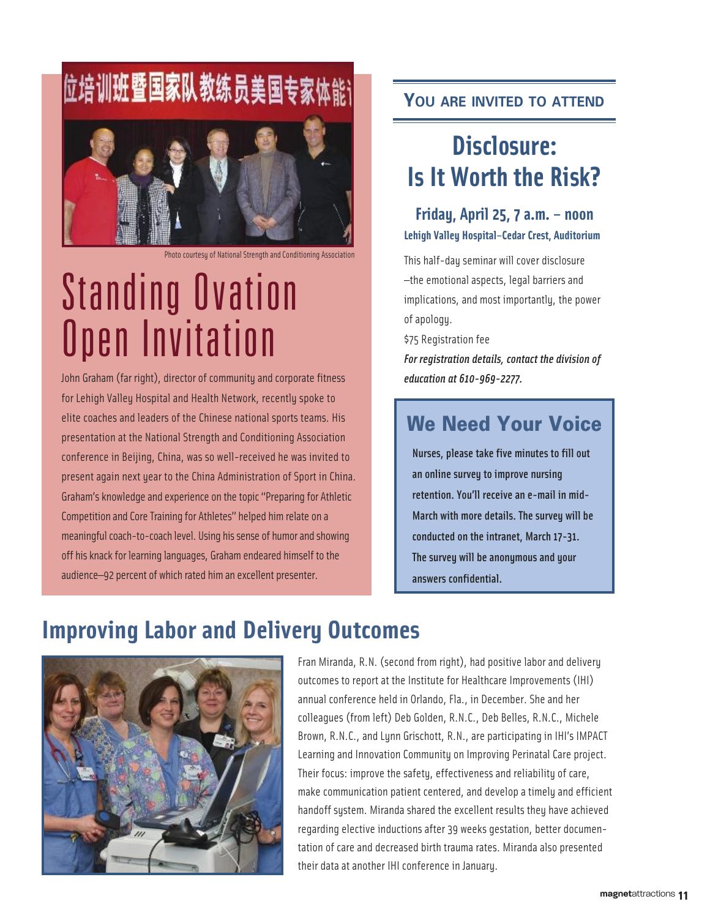Photo courtesy of National Strength and Conditioning Association

# Standing Ovation Open Invitation

John Graham (far right), director of community and corporate fitness for Lehigh Valley Hospital and Health Network, recently spoke to elite coaches and leaders of the Chinese national sports teams. His presentation at the National Strength and Conditioning Association conference in Beijing, China, was so well-received he was invited to present again next year to the China Administration of Sport in China. Graham's knowledge and experience on the topic "Preparing for Athletic Competition and Core Training for Athletes" helped him relate on a meaningful coach-to-coach level. Using his sense of humor and showing off his knack for learning languages, Graham endeared himself to the audience–92 percent of which rated him an excellent presenter.

## YOU ARE INVITED TO ATTEND

# Disclosure: Is It Worth the Risk?

### Friday, April 25, 7 a.m. – noon

**Lehigh Valley Hospital–Cedar Crest, Auditorium**

This half-day seminar will cover disclosure –the emotional aspects, legal barriers and implications, and most importantly, the power of apology.

$75 Registration fee

***For registration details, contact the division of education at 610-969-2277.***

## We Need Your Voice

**Nurses, please take five minutes to fill out an online survey to improve nursing retention. You'll receive an e-mail in mid-March with more details. The survey will be conducted on the intranet, March 17-31. The survey will be anonymous and your answers confidential.**

## Improving Labor and Delivery Outcomes

Fran Miranda, R.N. (second from right), had positive labor and delivery outcomes to report at the Institute for Healthcare Improvements (IHI) annual conference held in Orlando, Fla., in December. She and her colleagues (from left) Deb Golden, R.N.C., Deb Belles, R.N.C., Michele Brown, R.N.C., and Lynn Grischott, R.N., are participating in IHI's IMPACT Learning and Innovation Community on Improving Perinatal Care project. Their focus: improve the safety, effectiveness and reliability of care, make communication patient centered, and develop a timely and efficient handoff system. Miranda shared the excellent results they have achieved regarding elective inductions after 39 weeks gestation, better documentation of care and decreased birth trauma rates. Miranda also presented their data at another IHI conference in January.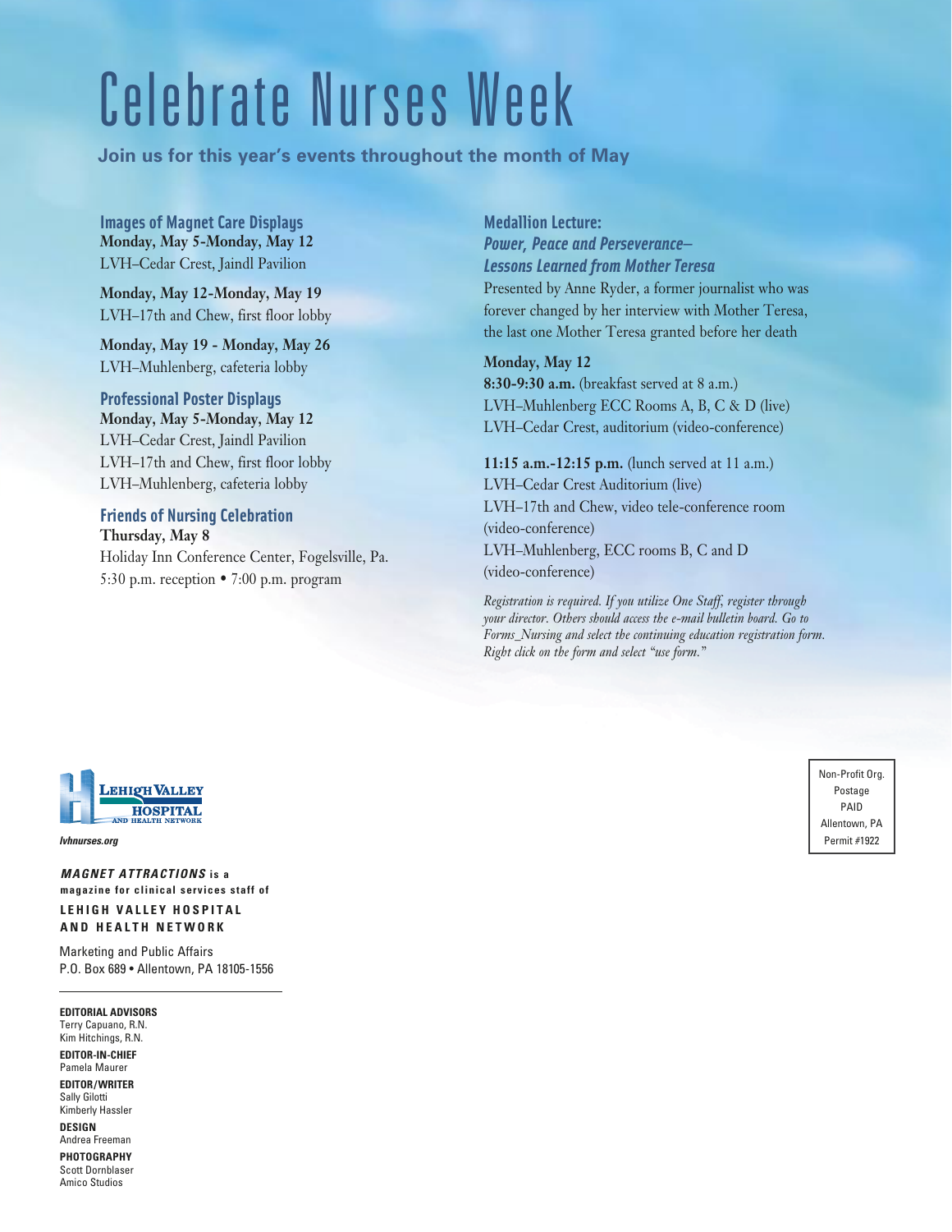# Celebrate Nurses Week

**Join us for this year's events throughout the month of May**

## Images of Magnet Care Displays

**Monday, May 5-Monday, May 12**
LVH–Cedar Crest, Jaindl Pavilion

**Monday, May 12-Monday, May 19**
LVH–17th and Chew, first floor lobby

**Monday, May 19 - Monday, May 26**
LVH–Muhlenberg, cafeteria lobby

## Professional Poster Displays

**Monday, May 5-Monday, May 12**
LVH–Cedar Crest, Jaindl Pavilion
LVH–17th and Chew, first floor lobby
LVH–Muhlenberg, cafeteria lobby

## Friends of Nursing Celebration

**Thursday, May 8**
Holiday Inn Conference Center, Fogelsville, Pa.
5:30 p.m. reception • 7:00 p.m. program

## Medallion Lecture: *Power, Peace and Perseverance– Lessons Learned from Mother Teresa*

Presented by Anne Ryder, a former journalist who was forever changed by her interview with Mother Teresa, the last one Mother Teresa granted before her death

**Monday, May 12**
**8:30-9:30 a.m.** (breakfast served at 8 a.m.)
LVH–Muhlenberg ECC Rooms A, B, C & D (live)
LVH–Cedar Crest, auditorium (video-conference)

**11:15 a.m.-12:15 p.m.** (lunch served at 11 a.m.)
LVH–Cedar Crest Auditorium (live)
LVH–17th and Chew, video tele-conference room (video-conference)
LVH–Muhlenberg, ECC rooms B, C and D (video-conference)

*Registration is required. If you utilize One Staff, register through your director. Others should access the e-mail bulletin board. Go to Forms_Nursing and select the continuing education registration form. Right click on the form and select "use form."*

Lehigh Valley Hospital and Health Network

lvhnurses.org

***MAGNET ATTRACTIONS*** **is a magazine for clinical services staff of**

**LEHIGH VALLEY HOSPITAL AND HEALTH NETWORK**

Marketing and Public Affairs
P.O. Box 689 • Allentown, PA 18105-1556

**EDITORIAL ADVISORS**
Terry Capuano, R.N.
Kim Hitchings, R.N.

**EDITOR-IN-CHIEF**
Pamela Maurer

**EDITOR/WRITER**
Sally Gilotti
Kimberly Hassler

**DESIGN**
Andrea Freeman

**PHOTOGRAPHY**
Scott Dornblaser
Amico Studios

Non-Profit Org.
Postage
PAID
Allentown, PA
Permit #1922